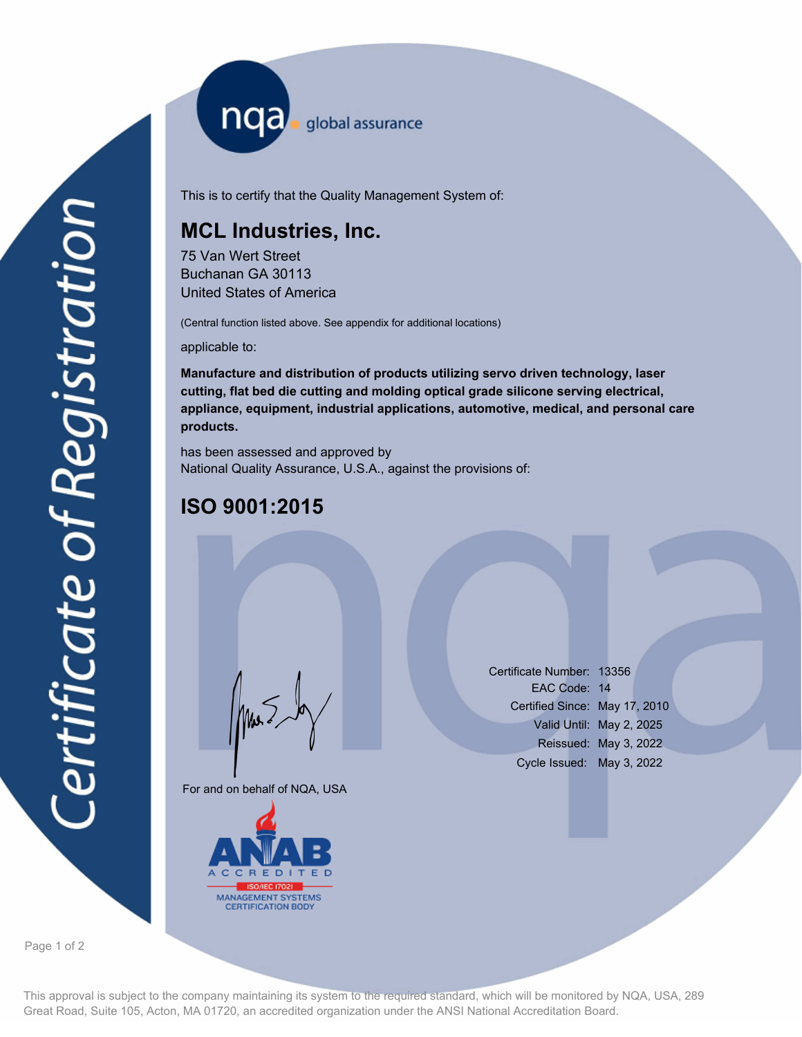nqa global assurance

# Certificate of Registration

This is to certify that the Quality Management System of:

## MCL Industries, Inc.

75 Van Wert Street
Buchanan GA 30113
United States of America

(Central function listed above. See appendix for additional locations)

applicable to:

**Manufacture and distribution of products utilizing servo driven technology, laser cutting, flat bed die cutting and molding optical grade silicone serving electrical, appliance, equipment, industrial applications, automotive, medical, and personal care products.**

has been assessed and approved by
National Quality Assurance, U.S.A., against the provisions of:

## ISO 9001:2015

| | |
|---|---|
| Certificate Number: | 13356 |
| EAC Code: | 14 |
| Certified Since: | May 17, 2010 |
| Valid Until: | May 2, 2025 |
| Reissued: | May 3, 2022 |
| Cycle Issued: | May 3, 2022 |

For and on behalf of NQA, USA

ANAB ACCREDITED ISO/IEC 17021 MANAGEMENT SYSTEMS CERTIFICATION BODY

This approval is subject to the company maintaining its system to the required standard, which will be monitored by NQA, USA, 289 Great Road, Suite 105, Acton, MA 01720, an accredited organization under the ANSI National Accreditation Board.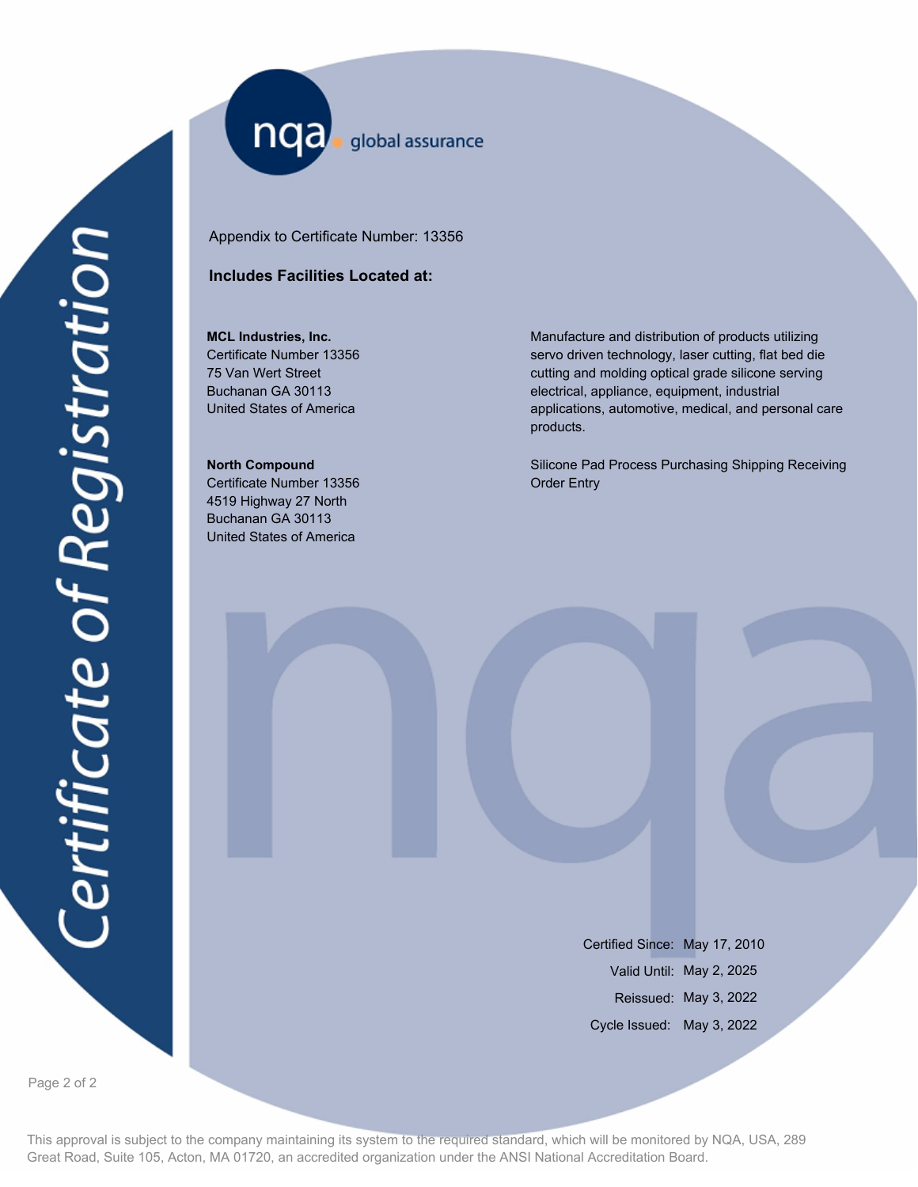Certificate of Registration

nqa global assurance

Appendix to Certificate Number: 13356

**Includes Facilities Located at:**

| | |
|---|---|
| **MCL Industries, Inc.**<br>Certificate Number 13356<br>75 Van Wert Street<br>Buchanan GA 30113<br>United States of America | Manufacture and distribution of products utilizing servo driven technology, laser cutting, flat bed die cutting and molding optical grade silicone serving electrical, appliance, equipment, industrial applications, automotive, medical, and personal care products. |
| **North Compound**<br>Certificate Number 13356<br>4519 Highway 27 North<br>Buchanan GA 30113<br>United States of America | Silicone Pad Process Purchasing Shipping Receiving Order Entry |

Certified Since: May 17, 2010

Valid Until: May 2, 2025

Reissued: May 3, 2022

Cycle Issued: May 3, 2022

This approval is subject to the company maintaining its system to the required standard, which will be monitored by NQA, USA, 289 Great Road, Suite 105, Acton, MA 01720, an accredited organization under the ANSI National Accreditation Board.